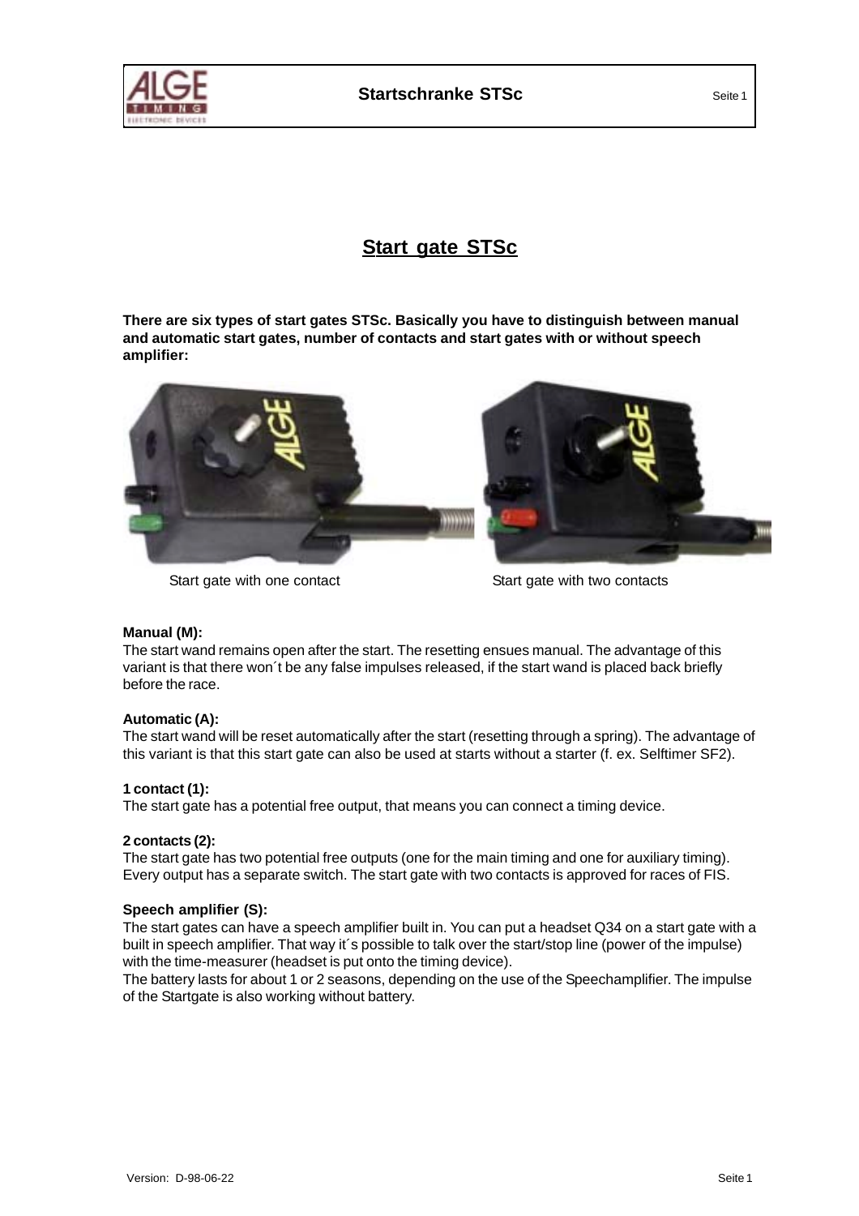# Start gate STSc

**There are six types of start gates STSc. Basically you have to distinguish between manual and automatic start gates, number of contacts and start gates with or without speech amplifier:**

Start gate with one contact

Start gate with two contacts

**Manual (M):**
The start wand remains open after the start. The resetting ensues manual. The advantage of this variant is that there won´t be any false impulses released, if the start wand is placed back briefly before the race.

**Automatic (A):**
The start wand will be reset automatically after the start (resetting through a spring). The advantage of this variant is that this start gate can also be used at starts without a starter (f. ex. Selftimer SF2).

**1 contact (1):**
The start gate has a potential free output, that means you can connect a timing device.

**2 contacts (2):**
The start gate has two potential free outputs (one for the main timing and one for auxiliary timing). Every output has a separate switch. The start gate with two contacts is approved for races of FIS.

**Speech amplifier (S):**
The start gates can have a speech amplifier built in. You can put a headset Q34 on a start gate with a built in speech amplifier. That way it´s possible to talk over the start/stop line (power of the impulse) with the time-measurer (headset is put onto the timing device).
The battery lasts for about 1 or 2 seasons, depending on the use of the Speechamplifier. The impulse of the Startgate is also working without battery.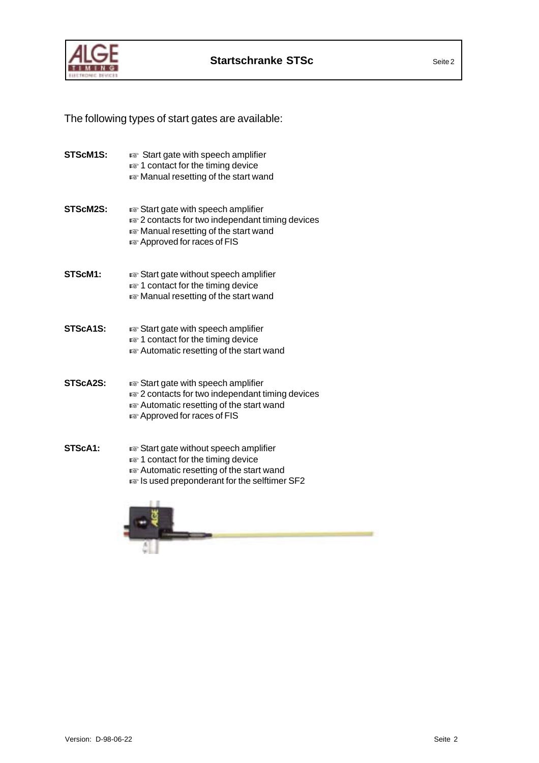The following types of start gates are available:

**STScM1S:**
- ☞ Start gate with speech amplifier
- ☞ 1 contact for the timing device
- ☞ Manual resetting of the start wand

**STScM2S:**
- ☞ Start gate with speech amplifier
- ☞ 2 contacts for two independant timing devices
- ☞ Manual resetting of the start wand
- ☞ Approved for races of FIS

**STScM1:**
- ☞ Start gate without speech amplifier
- ☞ 1 contact for the timing device
- ☞ Manual resetting of the start wand

**STScA1S:**
- ☞ Start gate with speech amplifier
- ☞ 1 contact for the timing device
- ☞ Automatic resetting of the start wand

**STScA2S:**
- ☞ Start gate with speech amplifier
- ☞ 2 contacts for two independant timing devices
- ☞ Automatic resetting of the start wand
- ☞ Approved for races of FIS

**STScA1:**
- ☞ Start gate without speech amplifier
- ☞ 1 contact for the timing device
- ☞ Automatic resetting of the start wand
- ☞ Is used preponderant for the selftimer SF2

Version: D-98-06-22